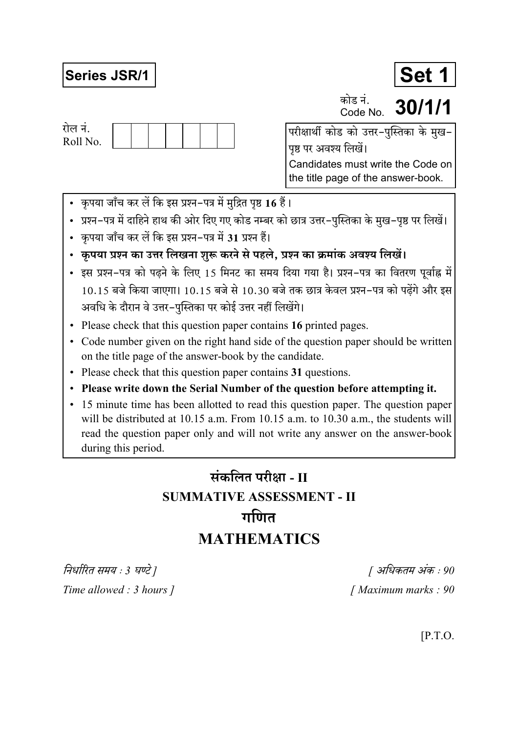**Series JSR/1**

**Set 1**

कोड नं.
Code No. **30/1/1**

रोल नं.
Roll No. | | | | | | | |

परीक्षार्थी कोड को उत्तर-पुस्तिका के मुख-पृष्ठ पर अवश्य लिखें।
Candidates must write the Code on the title page of the answer-book.

- कृपया जाँच कर लें कि इस प्रश्न-पत्र में मुद्रित पृष्ठ **16** हैं।
- प्रश्न-पत्र में दाहिने हाथ की ओर दिए गए कोड नम्बर को छात्र उत्तर-पुस्तिका के मुख-पृष्ठ पर लिखें।
- कृपया जाँच कर लें कि इस प्रश्न-पत्र में **31** प्रश्न हैं।
- **कृपया प्रश्न का उत्तर लिखना शुरू करने से पहले, प्रश्न का क्रमांक अवश्य लिखें।**
- इस प्रश्न-पत्र को पढ़ने के लिए 15 मिनट का समय दिया गया है। प्रश्न-पत्र का वितरण पूर्वाह्न में 10.15 बजे किया जाएगा। 10.15 बजे से 10.30 बजे तक छात्र केवल प्रश्न-पत्र को पढ़ेंगे और इस अवधि के दौरान वे उत्तर-पुस्तिका पर कोई उत्तर नहीं लिखेंगे।
- Please check that this question paper contains **16** printed pages.
- Code number given on the right hand side of the question paper should be written on the title page of the answer-book by the candidate.
- Please check that this question paper contains **31** questions.
- **Please write down the Serial Number of the question before attempting it.**
- 15 minute time has been allotted to read this question paper. The question paper will be distributed at 10.15 a.m. From 10.15 a.m. to 10.30 a.m., the students will read the question paper only and will not write any answer on the answer-book during this period.

# संकलित परीक्षा - II

## SUMMATIVE ASSESSMENT - II

# गणित

# MATHEMATICS

*निर्धारित समय : 3 घण्टे ]* *[ अधिकतम अंक : 90*

*Time allowed : 3 hours ]* *[ Maximum marks : 90*

[P.T.O.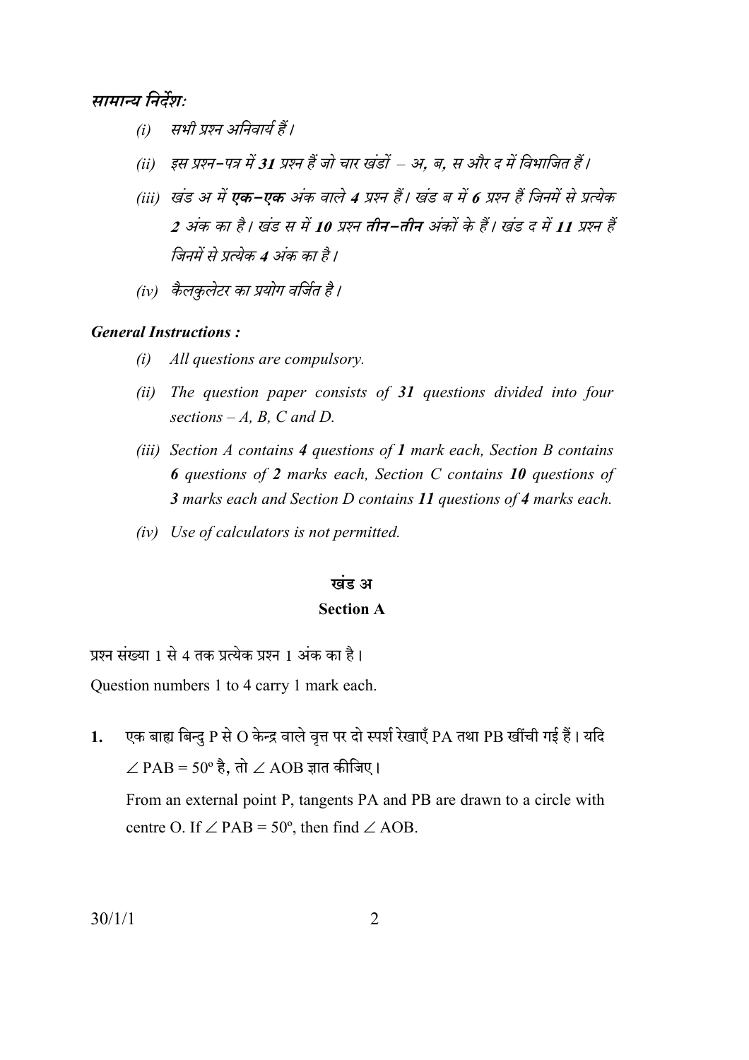*सामान्य निर्देश:*

*(i) सभी प्रश्न अनिवार्य हैं।*

*(ii) इस प्रश्न-पत्र में **31** प्रश्न हैं जो चार खंडों – अ, ब, स और द में विभाजित हैं।*

*(iii) खंड अ में **एक-एक** अंक वाले **4** प्रश्न हैं। खंड ब में **6** प्रश्न हैं जिनमें से प्रत्येक **2** अंक का है। खंड स में **10** प्रश्न **तीन-तीन** अंकों के हैं। खंड द में **11** प्रश्न हैं जिनमें से प्रत्येक **4** अंक का है।*

*(iv) कैलकुलेटर का प्रयोग वर्जित है।*

***General Instructions :***

*(i) All questions are compulsory.*

*(ii) The question paper consists of **31** questions divided into four sections – A, B, C and D.*

*(iii) Section A contains **4** questions of **1** mark each, Section B contains **6** questions of **2** marks each, Section C contains **10** questions of **3** marks each and Section D contains **11** questions of **4** marks each.*

*(iv) Use of calculators is not permitted.*

## खंड अ

## Section A

प्रश्न संख्या 1 से 4 तक प्रत्येक प्रश्न 1 अंक का है।

Question numbers 1 to 4 carry 1 mark each.

**1.** एक बाह्य बिन्दु P से O केन्द्र वाले वृत्त पर दो स्पर्श रेखाएँ PA तथा PB खींची गई हैं। यदि $\angle PAB = 50^\circ$ है, तो $\angle AOB$ ज्ञात कीजिए।

From an external point P, tangents PA and PB are drawn to a circle with centre O. If $\angle PAB = 50^\circ$, then find $\angle AOB$.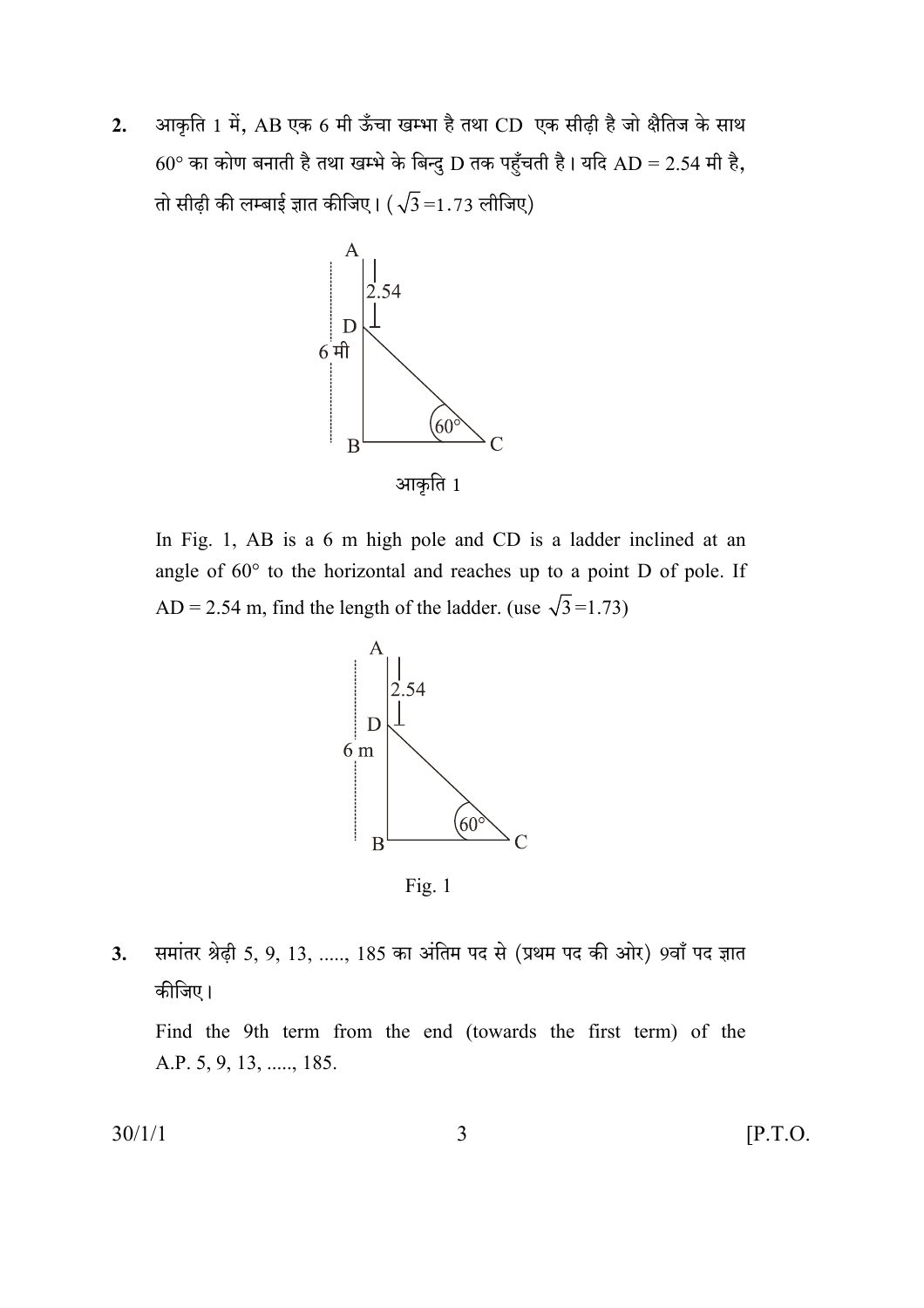2. आकृति 1 में, AB एक 6 मी ऊँचा खम्भा है तथा CD एक सीढ़ी है जो क्षैतिज के साथ $60°$ का कोण बनाती है तथा खम्भे के बिन्दु D तक पहुँचती है। यदि AD = 2.54 मी है, तो सीढ़ी की लम्बाई ज्ञात कीजिए। ($\sqrt{3} = 1.73$ लीजिए)

आकृति 1

In Fig. 1, AB is a 6 m high pole and CD is a ladder inclined at an angle of $60°$ to the horizontal and reaches up to a point D of pole. If AD = 2.54 m, find the length of the ladder. (use $\sqrt{3} = 1.73$)

Fig. 1

3. समांतर श्रेढ़ी 5, 9, 13, ....., 185 का अंतिम पद से (प्रथम पद की ओर) 9वाँ पद ज्ञात कीजिए।

Find the 9th term from the end (towards the first term) of the A.P. 5, 9, 13, ....., 185.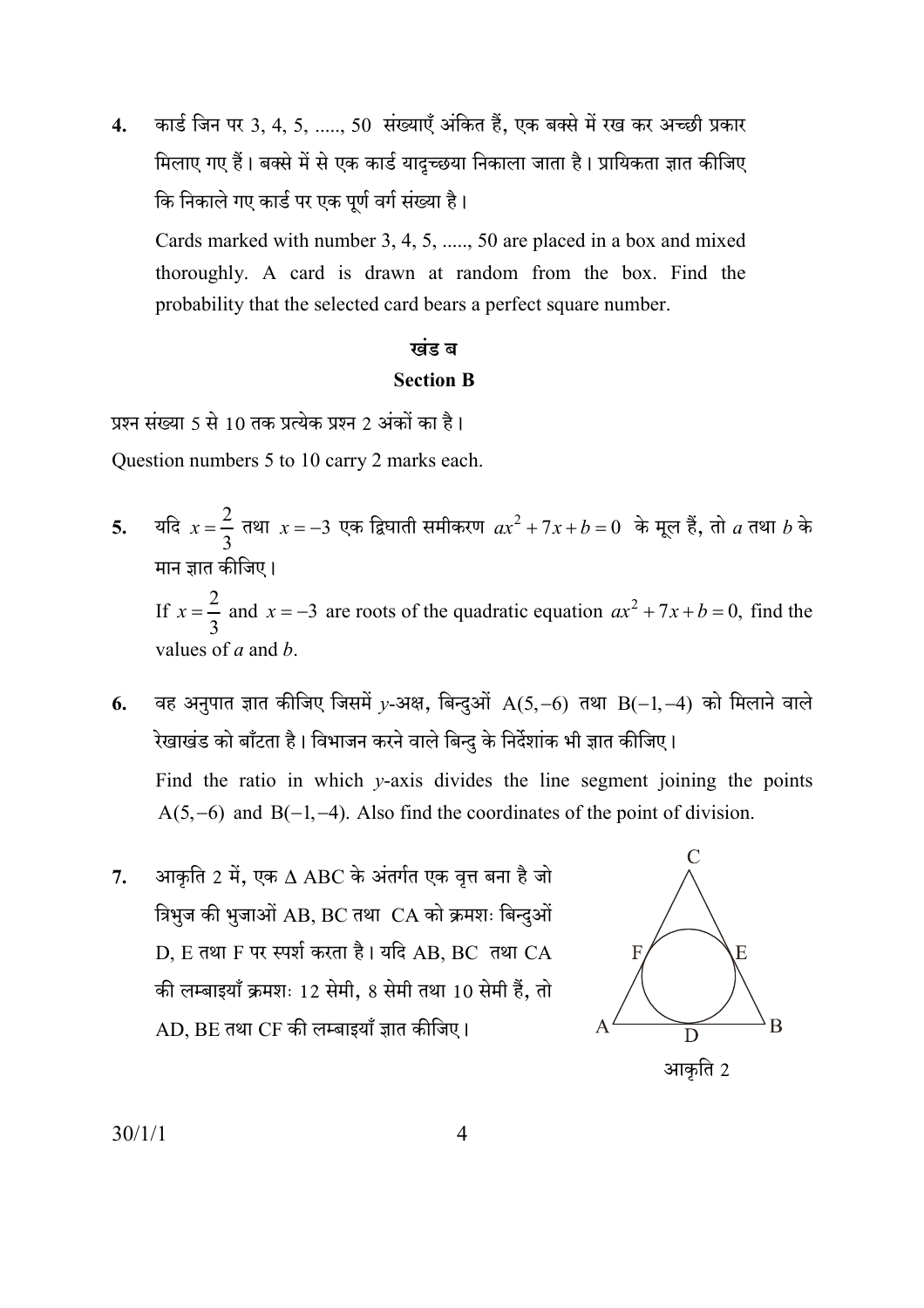**4.** कार्ड जिन पर 3, 4, 5, ....., 50 संख्याएँ अंकित हैं, एक बक्से में रख कर अच्छी प्रकार मिलाए गए हैं। बक्से में से एक कार्ड यादृच्छया निकाला जाता है। प्रायिकता ज्ञात कीजिए कि निकाले गए कार्ड पर एक पूर्ण वर्ग संख्या है।

Cards marked with number 3, 4, 5, ....., 50 are placed in a box and mixed thoroughly. A card is drawn at random from the box. Find the probability that the selected card bears a perfect square number.

### खंड ब

### Section B

प्रश्न संख्या 5 से 10 तक प्रत्येक प्रश्न 2 अंकों का है।

Question numbers 5 to 10 carry 2 marks each.

**5.** यदि $x = \frac{2}{3}$ तथा $x = -3$ एक द्विघाती समीकरण $ax^2 + 7x + b = 0$ के मूल हैं, तो $a$ तथा $b$ के मान ज्ञात कीजिए।

If $x = \frac{2}{3}$ and $x = -3$ are roots of the quadratic equation $ax^2 + 7x + b = 0$, find the values of $a$ and $b$.

**6.** वह अनुपात ज्ञात कीजिए जिसमें $y$-अक्ष, बिन्दुओं $A(5, -6)$ तथा $B(-1, -4)$ को मिलाने वाले रेखाखंड को बाँटता है। विभाजन करने वाले बिन्दु के निर्देशांक भी ज्ञात कीजिए।

Find the ratio in which $y$-axis divides the line segment joining the points $A(5, -6)$ and $B(-1, -4)$. Also find the coordinates of the point of division.

**7.** आकृति 2 में, एक $\Delta$ ABC के अंतर्गत एक वृत्त बना है जो त्रिभुज की भुजाओं AB, BC तथा CA को क्रमशः बिन्दुओं D, E तथा F पर स्पर्श करता है। यदि AB, BC तथा CA की लम्बाइयाँ क्रमशः 12 सेमी, 8 सेमी तथा 10 सेमी हैं, तो AD, BE तथा CF की लम्बाइयाँ ज्ञात कीजिए।

आकृति 2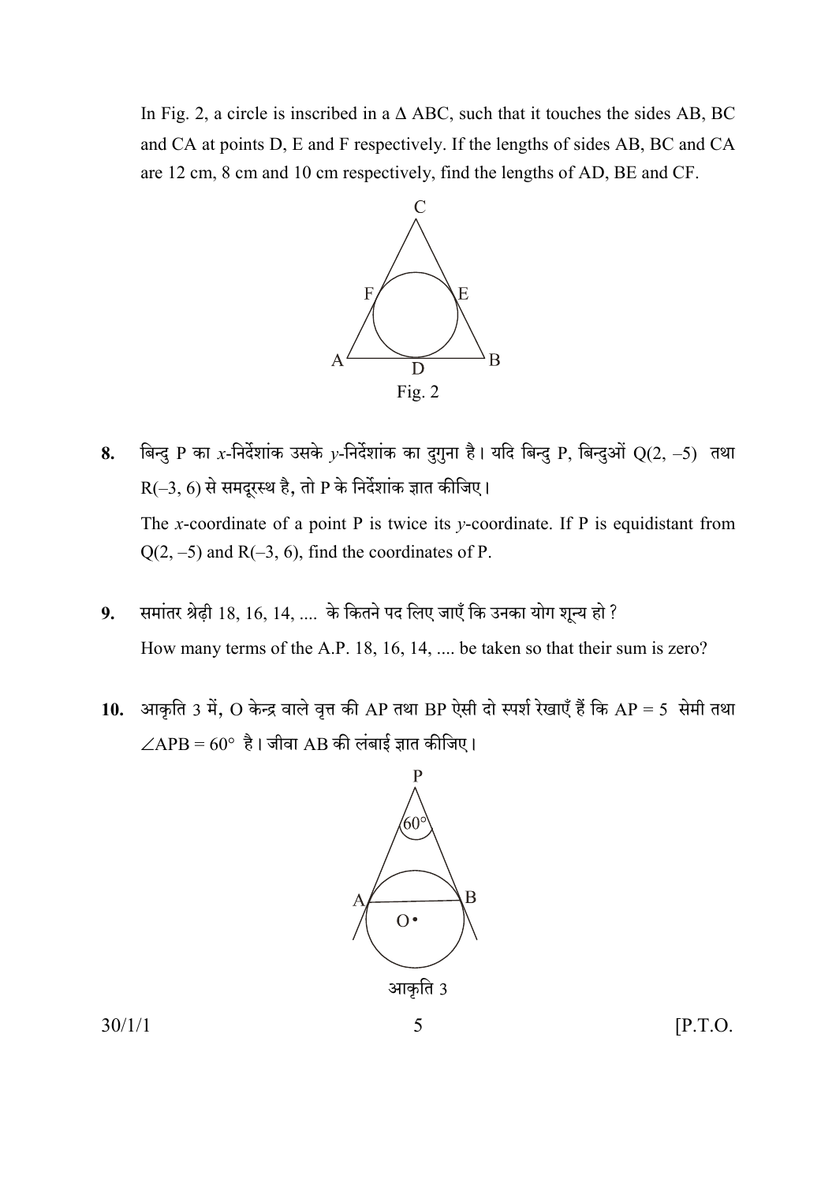In Fig. 2, a circle is inscribed in a $\Delta$ ABC, such that it touches the sides AB, BC and CA at points D, E and F respectively. If the lengths of sides AB, BC and CA are 12 cm, 8 cm and 10 cm respectively, find the lengths of AD, BE and CF.

Fig. 2

**8.** बिन्दु P का $x$-निर्देशांक उसके $y$-निर्देशांक का दुगुना है। यदि बिन्दु P, बिन्दुओं Q(2, –5) तथा R(–3, 6) से समदूरस्थ है, तो P के निर्देशांक ज्ञात कीजिए।

The $x$-coordinate of a point P is twice its $y$-coordinate. If P is equidistant from Q(2, –5) and R(–3, 6), find the coordinates of P.

**9.** समांतर श्रेढ़ी 18, 16, 14, .... के कितने पद लिए जाएँ कि उनका योग शून्य हो ?

How many terms of the A.P. 18, 16, 14, .... be taken so that their sum is zero?

**10.** आकृति 3 में, O केन्द्र वाले वृत्त की AP तथा BP ऐसी दो स्पर्श रेखाएँ हैं कि AP = 5 सेमी तथा $\angle APB = 60°$ है। जीवा AB की लंबाई ज्ञात कीजिए।

आकृति 3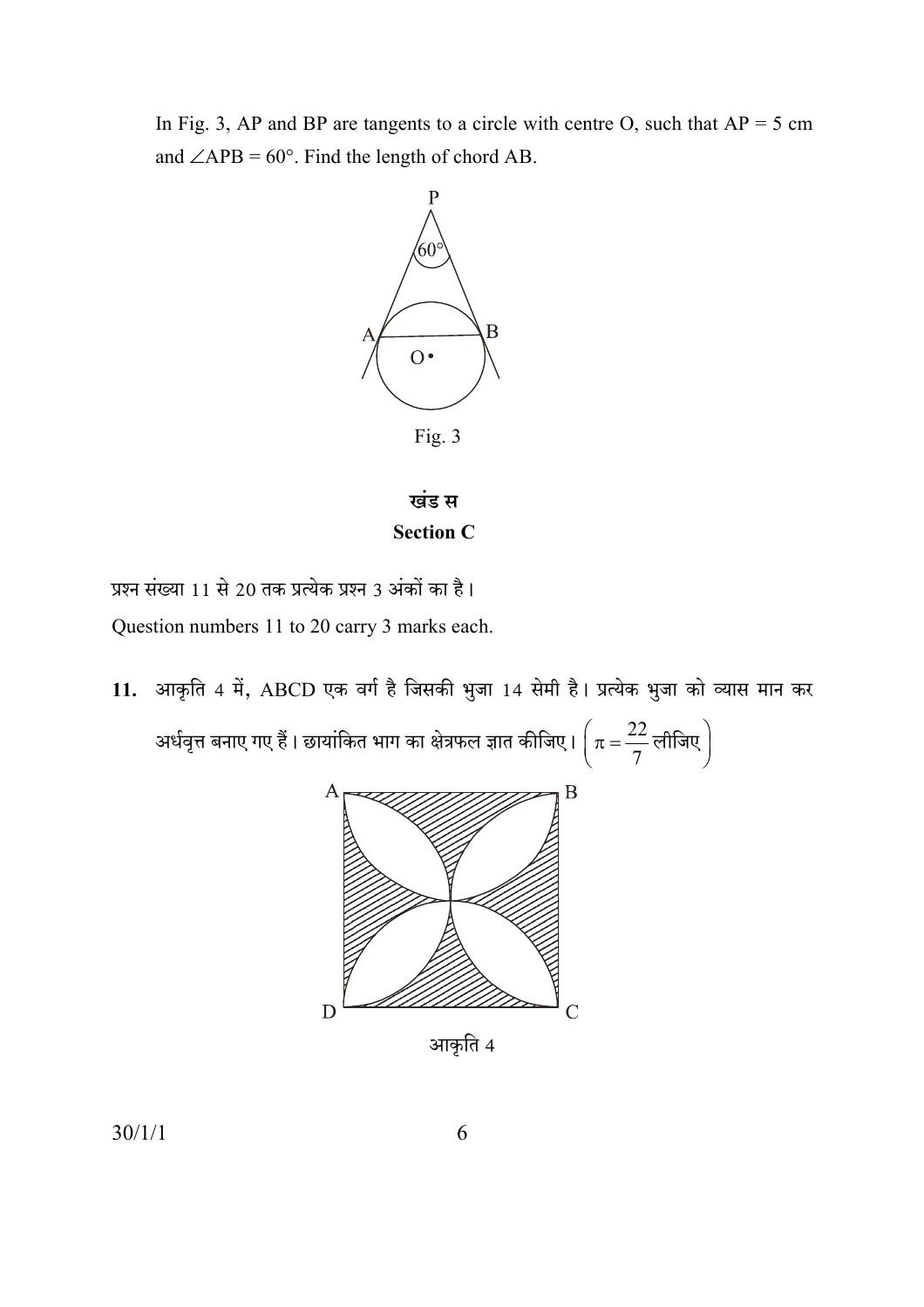In Fig. 3, AP and BP are tangents to a circle with centre O, such that AP = 5 cm and $\angle APB = 60°$. Find the length of chord AB.

Fig. 3

**खंड स**

**Section C**

प्रश्न संख्या 11 से 20 तक प्रत्येक प्रश्न 3 अंकों का है।

Question numbers 11 to 20 carry 3 marks each.

**11.** आकृति 4 में, ABCD एक वर्ग है जिसकी भुजा 14 सेमी है। प्रत्येक भुजा को व्यास मान कर अर्धवृत्त बनाए गए हैं। छायांकित भाग का क्षेत्रफल ज्ञात कीजिए। $\left(\pi = \frac{22}{7} \text{ लीजिए}\right)$

आकृति 4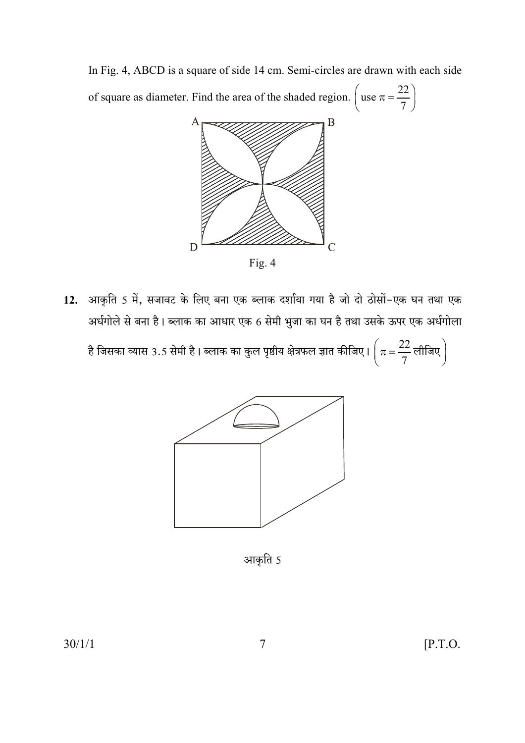In Fig. 4, ABCD is a square of side 14 cm. Semi-circles are drawn with each side of square as diameter. Find the area of the shaded region. $\left(\text{use } \pi = \frac{22}{7}\right)$

Fig. 4

**12.** आकृति 5 में, सजावट के लिए बना एक ब्लाक दर्शाया गया है जो दो ठोसों–एक घन तथा एक अर्धगोले से बना है। ब्लाक का आधार एक 6 सेमी भुजा का घन है तथा उसके ऊपर एक अर्धगोला है जिसका व्यास 3.5 सेमी है। ब्लाक का कुल पृष्ठीय क्षेत्रफल ज्ञात कीजिए। $\left(\pi = \frac{22}{7} \text{ लीजिए}\right)$

आकृति 5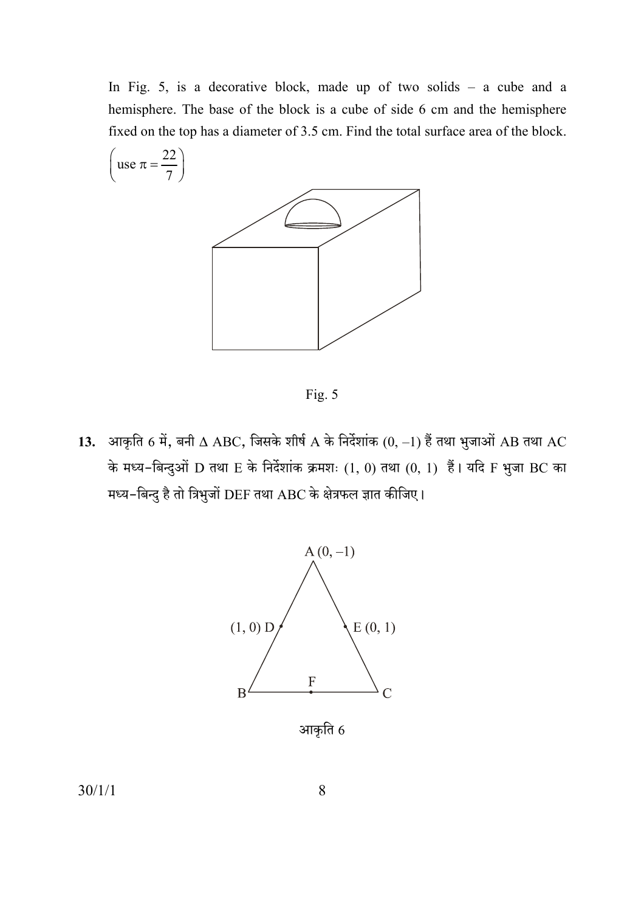In Fig. 5, is a decorative block, made up of two solids – a cube and a hemisphere. The base of the block is a cube of side 6 cm and the hemisphere fixed on the top has a diameter of 3.5 cm. Find the total surface area of the block. $\left(\text{use } \pi = \frac{22}{7}\right)$

Fig. 5

**13.** आकृति 6 में, बनी $\Delta$ ABC, जिसके शीर्ष A के निर्देशांक (0, –1) हैं तथा भुजाओं AB तथा AC के मध्य-बिन्दुओं D तथा E के निर्देशांक क्रमशः (1, 0) तथा (0, 1) हैं। यदि F भुजा BC का मध्य-बिन्दु है तो त्रिभुजों DEF तथा ABC के क्षेत्रफल ज्ञात कीजिए।

आकृति 6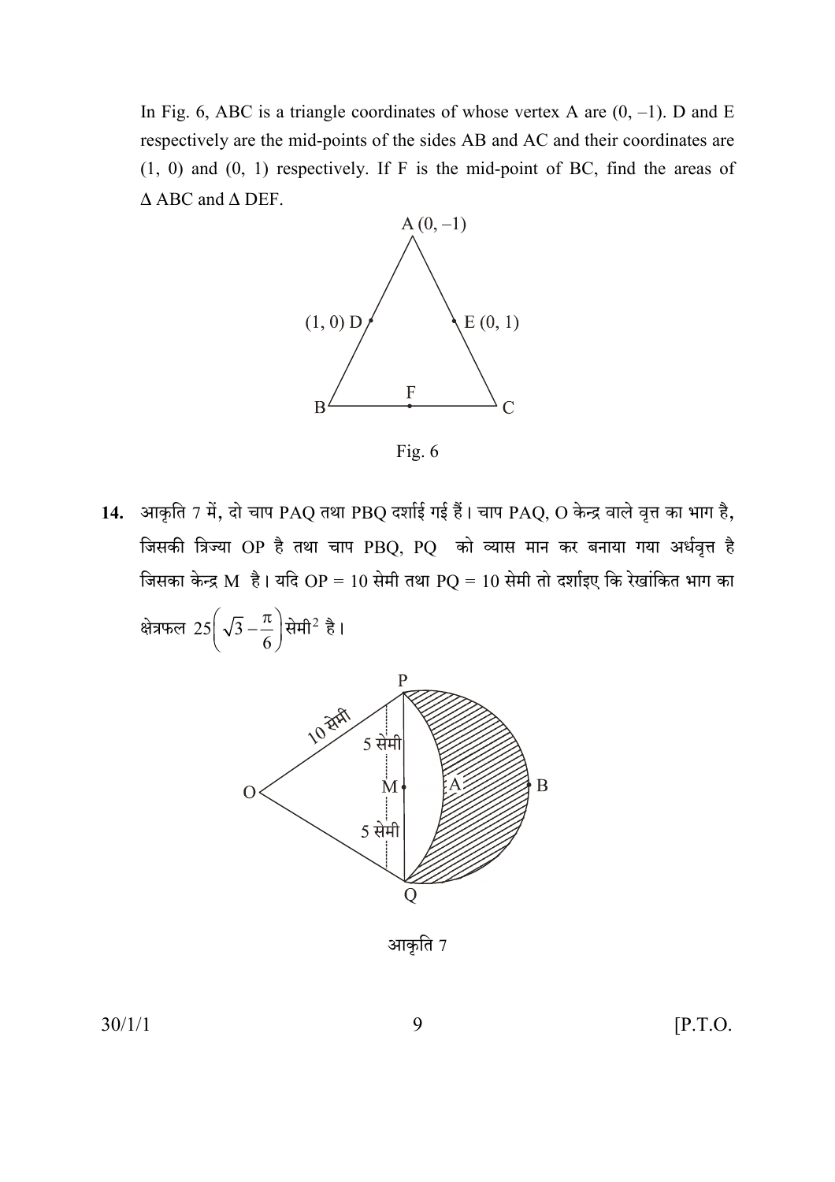In Fig. 6, ABC is a triangle coordinates of whose vertex A are (0, –1). D and E respectively are the mid-points of the sides AB and AC and their coordinates are (1, 0) and (0, 1) respectively. If F is the mid-point of BC, find the areas of $\Delta$ ABC and $\Delta$ DEF.

Fig. 6

**14.** आकृति 7 में, दो चाप PAQ तथा PBQ दर्शाई गई हैं। चाप PAQ, O केन्द्र वाले वृत्त का भाग है, जिसकी त्रिज्या OP है तथा चाप PBQ, PQ को व्यास मान कर बनाया गया अर्धवृत्त है जिसका केन्द्र M है। यदि OP = 10 सेमी तथा PQ = 10 सेमी तो दर्शाइए कि रेखांकित भाग का क्षेत्रफल $25\left(\sqrt{3}-\frac{\pi}{6}\right)$ सेमी$^2$ है।

आकृति 7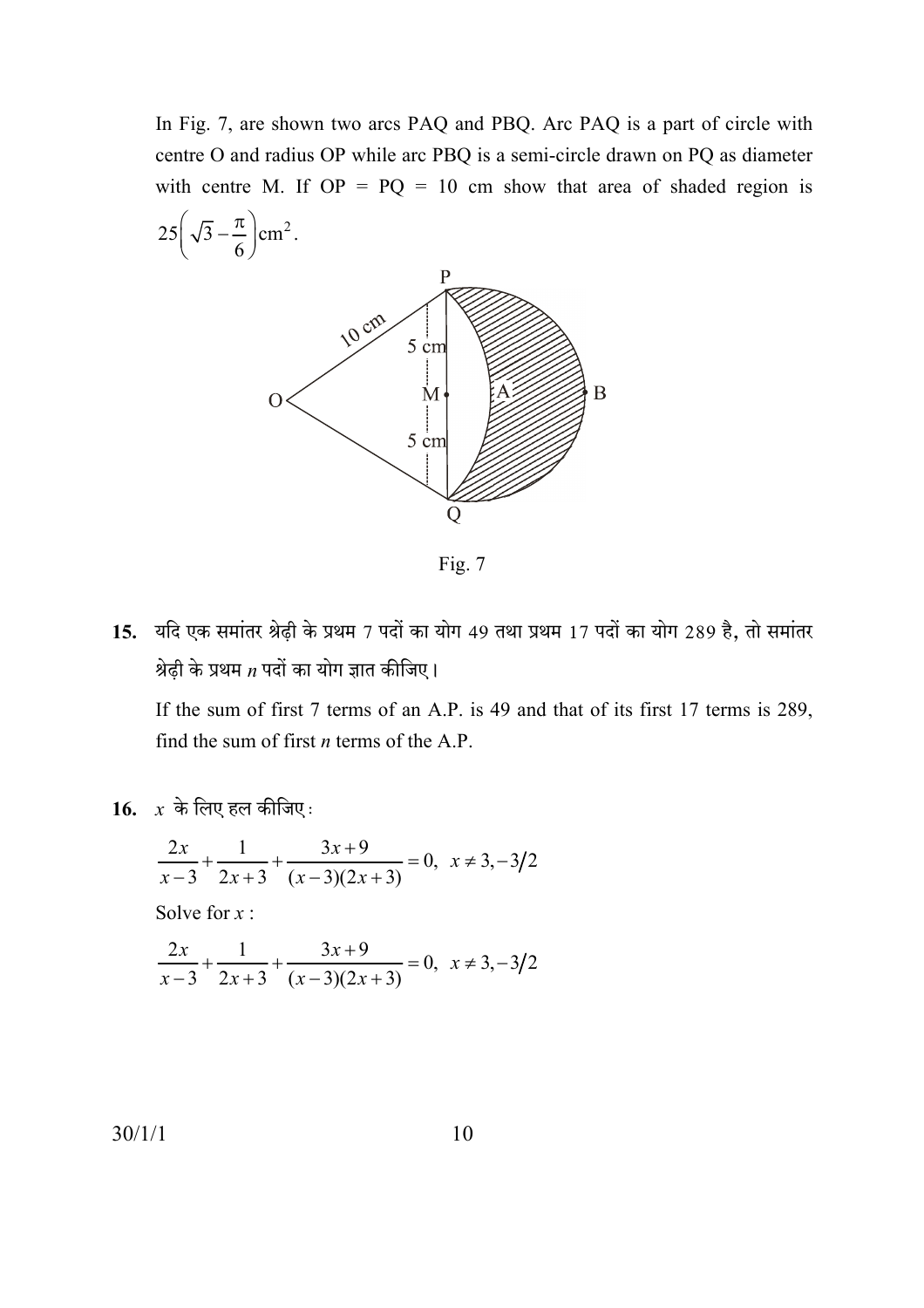In Fig. 7, are shown two arcs PAQ and PBQ. Arc PAQ is a part of circle with centre O and radius OP while arc PBQ is a semi-circle drawn on PQ as diameter with centre M. If OP = PQ = 10 cm show that area of shaded region is $25\left(\sqrt{3}-\frac{\pi}{6}\right)\text{cm}^2$.

Fig. 7

**15.** यदि एक समांतर श्रेढ़ी के प्रथम 7 पदों का योग 49 तथा प्रथम 17 पदों का योग 289 है, तो समांतर श्रेढ़ी के प्रथम $n$ पदों का योग ज्ञात कीजिए।

If the sum of first 7 terms of an A.P. is 49 and that of its first 17 terms is 289, find the sum of first $n$ terms of the A.P.

**16.** $x$ के लिए हल कीजिए :

$$\frac{2x}{x-3}+\frac{1}{2x+3}+\frac{3x+9}{(x-3)(2x+3)}=0, \quad x \neq 3, -3/2$$

Solve for $x$ :

$$\frac{2x}{x-3}+\frac{1}{2x+3}+\frac{3x+9}{(x-3)(2x+3)}=0, \quad x \neq 3, -3/2$$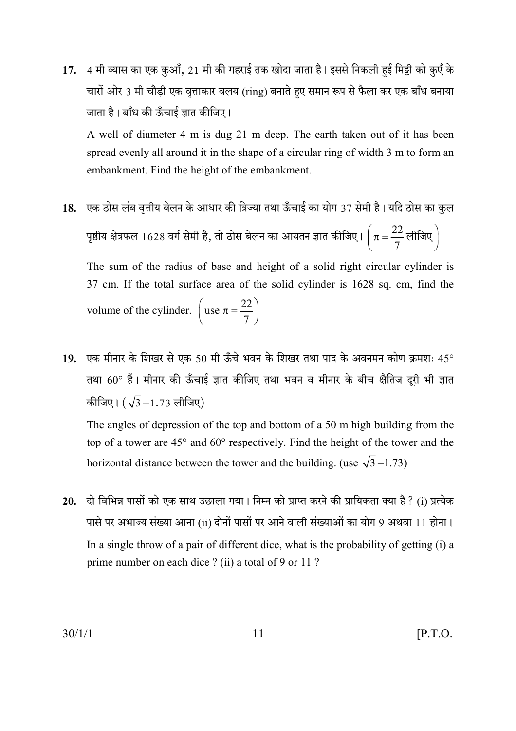**17.** 4 मी व्यास का एक कुआँ, 21 मी की गहराई तक खोदा जाता है। इससे निकली हुई मिट्टी को कुएँ के चारों ओर 3 मी चौड़ी एक वृत्ताकार वलय (ring) बनाते हुए समान रूप से फैला कर एक बाँध बनाया जाता है। बाँध की ऊँचाई ज्ञात कीजिए।

A well of diameter 4 m is dug 21 m deep. The earth taken out of it has been spread evenly all around it in the shape of a circular ring of width 3 m to form an embankment. Find the height of the embankment.

**18.** एक ठोस लंब वृत्तीय बेलन के आधार की त्रिज्या तथा ऊँचाई का योग 37 सेमी है। यदि ठोस का कुल पृष्ठीय क्षेत्रफल 1628 वर्ग सेमी है, तो ठोस बेलन का आयतन ज्ञात कीजिए। $\left(\pi = \frac{22}{7} \text{ लीजिए}\right)$

The sum of the radius of base and height of a solid right circular cylinder is 37 cm. If the total surface area of the solid cylinder is 1628 sq. cm, find the volume of the cylinder. $\left(\text{use } \pi = \frac{22}{7}\right)$

**19.** एक मीनार के शिखर से एक 50 मी ऊँचे भवन के शिखर तथा पाद के अवनमन कोण क्रमशः 45° तथा 60° हैं। मीनार की ऊँचाई ज्ञात कीजिए तथा भवन व मीनार के बीच क्षैतिज दूरी भी ज्ञात कीजिए। ($\sqrt{3}=1.73$ लीजिए)

The angles of depression of the top and bottom of a 50 m high building from the top of a tower are 45° and 60° respectively. Find the height of the tower and the horizontal distance between the tower and the building. (use $\sqrt{3}=1.73$)

**20.** दो विभिन्न पासों को एक साथ उछाला गया। निम्न को प्राप्त करने की प्रायिकता क्या है ? (i) प्रत्येक पासे पर अभाज्य संख्या आना (ii) दोनों पासों पर आने वाली संख्याओं का योग 9 अथवा 11 होना।

In a single throw of a pair of different dice, what is the probability of getting (i) a prime number on each dice ? (ii) a total of 9 or 11 ?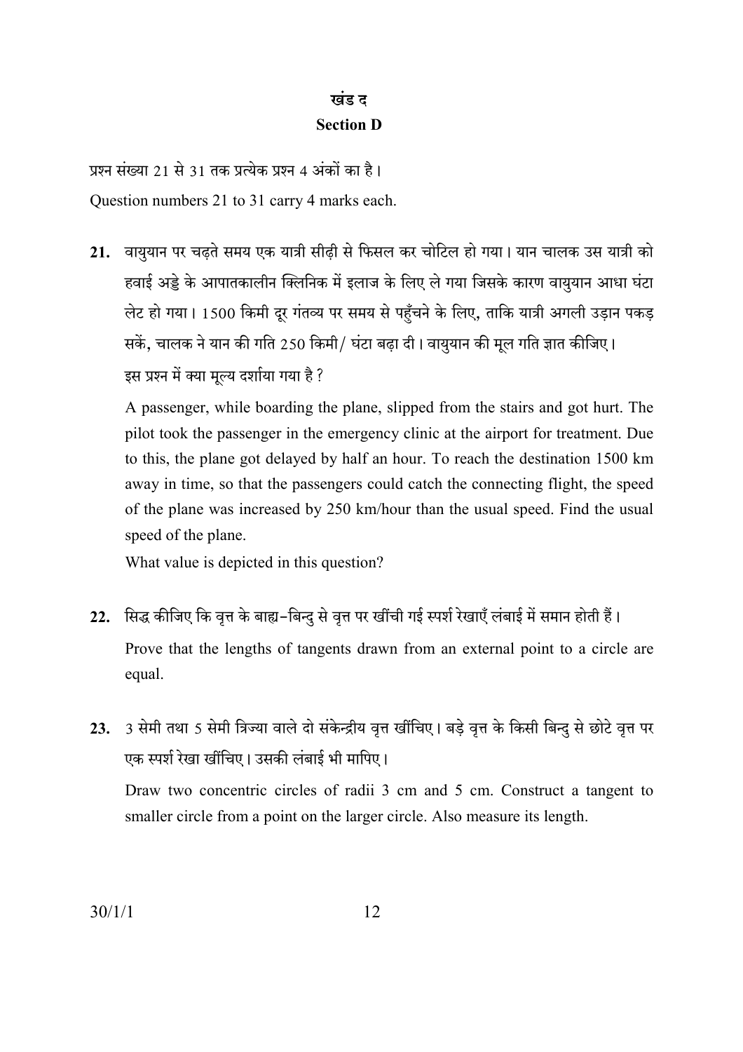## खंड द

## Section D

प्रश्न संख्या 21 से 31 तक प्रत्येक प्रश्न 4 अंकों का है।

Question numbers 21 to 31 carry 4 marks each.

**21.** वायुयान पर चढ़ते समय एक यात्री सीढ़ी से फिसल कर चोटिल हो गया। यान चालक उस यात्री को हवाई अड्डे के आपातकालीन क्लिनिक में इलाज के लिए ले गया जिसके कारण वायुयान आधा घंटा लेट हो गया। 1500 किमी दूर गंतव्य पर समय से पहुँचने के लिए, ताकि यात्री अगली उड़ान पकड़ सकें, चालक ने यान की गति 250 किमी/ घंटा बढ़ा दी। वायुयान की मूल गति ज्ञात कीजिए।

इस प्रश्न में क्या मूल्य दर्शाया गया है ?

A passenger, while boarding the plane, slipped from the stairs and got hurt. The pilot took the passenger in the emergency clinic at the airport for treatment. Due to this, the plane got delayed by half an hour. To reach the destination 1500 km away in time, so that the passengers could catch the connecting flight, the speed of the plane was increased by 250 km/hour than the usual speed. Find the usual speed of the plane.

What value is depicted in this question?

**22.** सिद्ध कीजिए कि वृत्त के बाह्य-बिन्दु से वृत्त पर खींची गई स्पर्श रेखाएँ लंबाई में समान होती हैं।

Prove that the lengths of tangents drawn from an external point to a circle are equal.

**23.** 3 सेमी तथा 5 सेमी त्रिज्या वाले दो संकेन्द्रीय वृत्त खींचिए। बड़े वृत्त के किसी बिन्दु से छोटे वृत्त पर एक स्पर्श रेखा खींचिए। उसकी लंबाई भी मापिए।

Draw two concentric circles of radii 3 cm and 5 cm. Construct a tangent to smaller circle from a point on the larger circle. Also measure its length.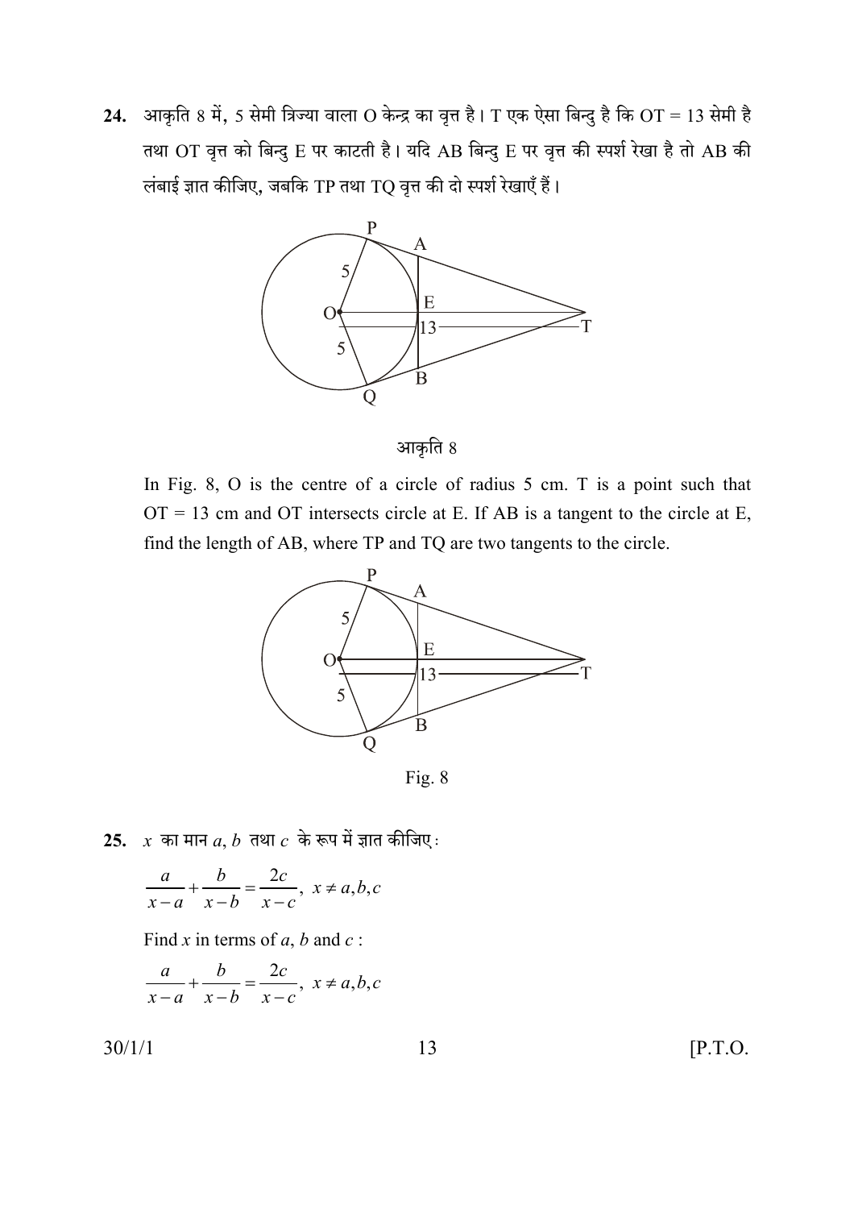**24.** आकृति 8 में, 5 सेमी त्रिज्या वाला O केन्द्र का वृत्त है। T एक ऐसा बिन्दु है कि OT = 13 सेमी है तथा OT वृत्त को बिन्दु E पर काटती है। यदि AB बिन्दु E पर वृत्त की स्पर्श रेखा है तो AB की लंबाई ज्ञात कीजिए, जबकि TP तथा TQ वृत्त की दो स्पर्श रेखाएँ हैं।

आकृति 8

In Fig. 8, O is the centre of a circle of radius 5 cm. T is a point such that OT = 13 cm and OT intersects circle at E. If AB is a tangent to the circle at E, find the length of AB, where TP and TQ are two tangents to the circle.

Fig. 8

**25.** $x$ का मान $a$, $b$ तथा $c$ के रूप में ज्ञात कीजिए :

$$\frac{a}{x-a} + \frac{b}{x-b} = \frac{2c}{x-c}, \; x \neq a, b, c$$

Find $x$ in terms of $a$, $b$ and $c$ :

$$\frac{a}{x-a} + \frac{b}{x-b} = \frac{2c}{x-c}, \; x \neq a, b, c$$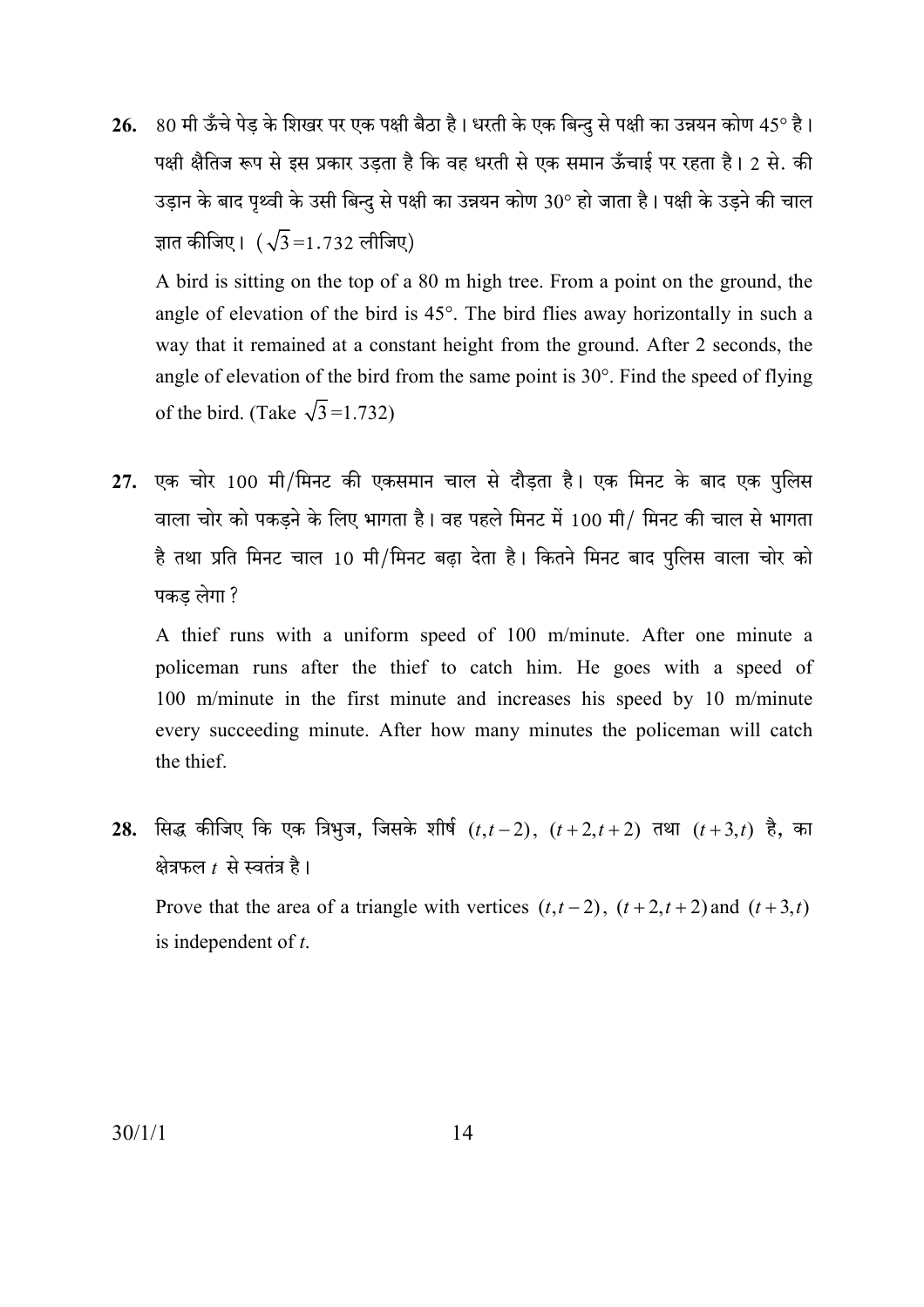**26.** 80 मी ऊँचे पेड़ के शिखर पर एक पक्षी बैठा है। धरती के एक बिन्दु से पक्षी का उन्नयन कोण 45° है। पक्षी क्षैतिज रूप से इस प्रकार उड़ता है कि वह धरती से एक समान ऊँचाई पर रहता है। 2 से. की उड़ान के बाद पृथ्वी के उसी बिन्दु से पक्षी का उन्नयन कोण 30° हो जाता है। पक्षी के उड़ने की चाल ज्ञात कीजिए। ( $\sqrt{3}$ =1.732 लीजिए)

A bird is sitting on the top of a 80 m high tree. From a point on the ground, the angle of elevation of the bird is 45°. The bird flies away horizontally in such a way that it remained at a constant height from the ground. After 2 seconds, the angle of elevation of the bird from the same point is 30°. Find the speed of flying of the bird. (Take $\sqrt{3}$ =1.732)

**27.** एक चोर 100 मी/मिनट की एकसमान चाल से दौड़ता है। एक मिनट के बाद एक पुलिस वाला चोर को पकड़ने के लिए भागता है। वह पहले मिनट में 100 मी/ मिनट की चाल से भागता है तथा प्रति मिनट चाल 10 मी/मिनट बढ़ा देता है। कितने मिनट बाद पुलिस वाला चोर को पकड़ लेगा ?

A thief runs with a uniform speed of 100 m/minute. After one minute a policeman runs after the thief to catch him. He goes with a speed of 100 m/minute in the first minute and increases his speed by 10 m/minute every succeeding minute. After how many minutes the policeman will catch the thief.

**28.** सिद्ध कीजिए कि एक त्रिभुज, जिसके शीर्ष $(t, t-2)$, $(t+2, t+2)$ तथा $(t+3, t)$ है, का क्षेत्रफल $t$ से स्वतंत्र है।

Prove that the area of a triangle with vertices $(t, t-2)$, $(t+2, t+2)$ and $(t+3, t)$ is independent of $t$.

30/1/1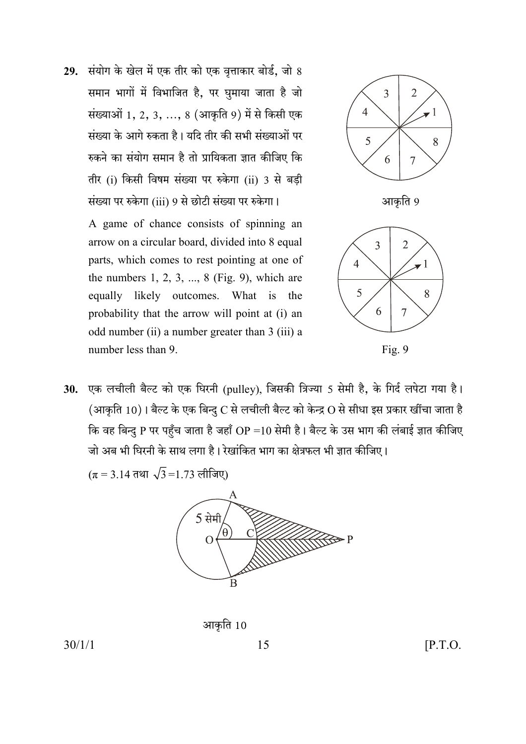**29.** संयोग के खेल में एक तीर को एक वृत्ताकार बोर्ड, जो 8 समान भागों में विभाजित है, पर घुमाया जाता है जो संख्याओं 1, 2, 3, ..., 8 (आकृति 9) में से किसी एक संख्या के आगे रुकता है। यदि तीर की सभी संख्याओं पर रुकने का संयोग समान है तो प्रायिकता ज्ञात कीजिए कि तीर (i) किसी विषम संख्या पर रुकेगा (ii) 3 से बड़ी संख्या पर रुकेगा (iii) 9 से छोटी संख्या पर रुकेगा।

आकृति 9

A game of chance consists of spinning an arrow on a circular board, divided into 8 equal parts, which comes to rest pointing at one of the numbers 1, 2, 3, ..., 8 (Fig. 9), which are equally likely outcomes. What is the probability that the arrow will point at (i) an odd number (ii) a number greater than 3 (iii) a number less than 9.

Fig. 9

**30.** एक लचीली बैल्ट को एक घिरनी (pulley), जिसकी त्रिज्या 5 सेमी है, के गिर्द लपेटा गया है। (आकृति 10)। बैल्ट के एक बिन्दु C से लचीली बैल्ट को केन्द्र O से सीधा इस प्रकार खींचा जाता है कि वह बिन्दु P पर पहुँच जाता है जहाँ OP = 10 सेमी है। बैल्ट के उस भाग की लंबाई ज्ञात कीजिए जो अब भी घिरनी के साथ लगा है। रेखांकित भाग का क्षेत्रफल भी ज्ञात कीजिए।

($\pi = 3.14$ तथा $\sqrt{3} = 1.73$ लीजिए)

आकृति 10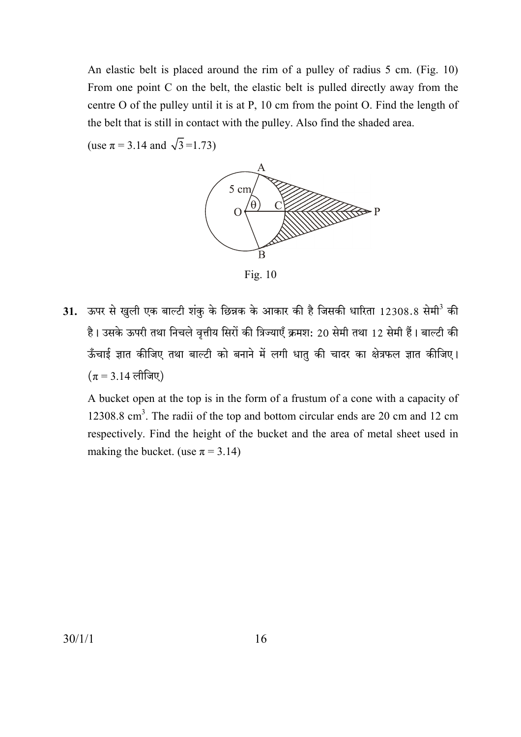An elastic belt is placed around the rim of a pulley of radius 5 cm. (Fig. 10) From one point C on the belt, the elastic belt is pulled directly away from the centre O of the pulley until it is at P, 10 cm from the point O. Find the length of the belt that is still in contact with the pulley. Also find the shaded area.

(use $\pi = 3.14$ and $\sqrt{3} = 1.73$)

A

5 cm

$\theta$

O C P

B

Fig. 10

**31.** ऊपर से खुली एक बाल्टी शंकु के छिन्नक के आकार की है जिसकी धारिता 12308.8 सेमी$^3$ की है। उसके ऊपरी तथा निचले वृत्तीय सिरों की त्रिज्याएँ क्रमश: 20 सेमी तथा 12 सेमी हैं। बाल्टी की ऊँचाई ज्ञात कीजिए तथा बाल्टी को बनाने में लगी धातु की चादर का क्षेत्रफल ज्ञात कीजिए। ($\pi = 3.14$ लीजिए)

A bucket open at the top is in the form of a frustum of a cone with a capacity of 12308.8 cm$^3$. The radii of the top and bottom circular ends are 20 cm and 12 cm respectively. Find the height of the bucket and the area of metal sheet used in making the bucket. (use $\pi = 3.14$)